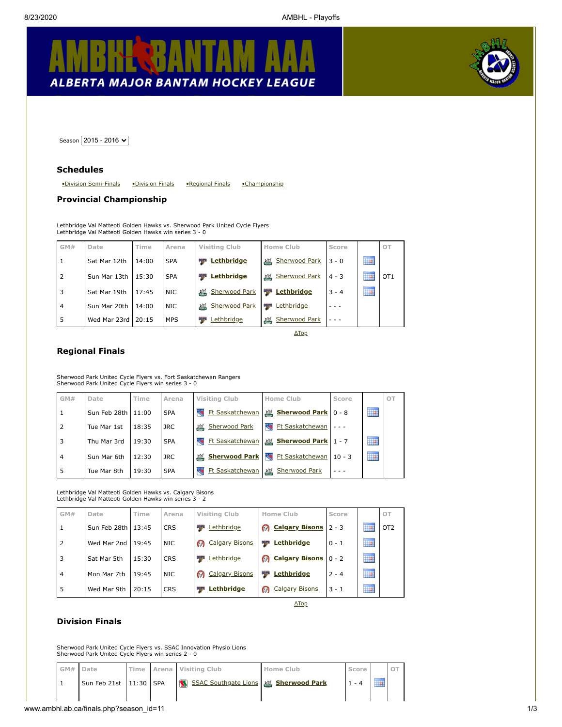# AMBHL BANTAM AAA

ALBERTA MAJOR BANTAM HOCKEY LEAGUE

Season 2015 - 2016

### Schedules

•Division Semi-Finals •Division Finals •Regional Finals •Championship

### Provincial Championship

Lethbridge Val Matteoti Golden Hawks vs. Sherwood Park United Cycle Flyers
Lethbridge Val Matteoti Golden Hawks win series 3 - 0

| GM# | Date | Time | Arena | Visiting Club | Home Club | Score | | OT |
|---|---|---|---|---|---|---|---|---|
| 1 | Sat Mar 12th | 14:00 | SPA | **Lethbridge** | Sherwood Park | 3 - 0 | | |
| 2 | Sun Mar 13th | 15:30 | SPA | **Lethbridge** | Sherwood Park | 4 - 3 | | OT1 |
| 3 | Sat Mar 19th | 17:45 | NIC | Sherwood Park | **Lethbridge** | 3 - 4 | | |
| 4 | Sun Mar 20th | 14:00 | NIC | Sherwood Park | Lethbridge | - - - | | |
| 5 | Wed Mar 23rd | 20:15 | MPS | Lethbridge | Sherwood Park | - - - | | |

ΔTop

### Regional Finals

Sherwood Park United Cycle Flyers vs. Fort Saskatchewan Rangers
Sherwood Park United Cycle Flyers win series 3 - 0

| GM# | Date | Time | Arena | Visiting Club | Home Club | Score | | OT |
|---|---|---|---|---|---|---|---|---|
| 1 | Sun Feb 28th | 11:00 | SPA | Ft Saskatchewan | **Sherwood Park** | 0 - 8 | | |
| 2 | Tue Mar 1st | 18:35 | JRC | Sherwood Park | Ft Saskatchewan | - - - | | |
| 3 | Thu Mar 3rd | 19:30 | SPA | Ft Saskatchewan | **Sherwood Park** | 1 - 7 | | |
| 4 | Sun Mar 6th | 12:30 | JRC | **Sherwood Park** | Ft Saskatchewan | 10 - 3 | | |
| 5 | Tue Mar 8th | 19:30 | SPA | Ft Saskatchewan | Sherwood Park | - - - | | |

Lethbridge Val Matteoti Golden Hawks vs. Calgary Bisons
Lethbridge Val Matteoti Golden Hawks win series 3 - 2

| GM# | Date | Time | Arena | Visiting Club | Home Club | Score | | OT |
|---|---|---|---|---|---|---|---|---|
| 1 | Sun Feb 28th | 13:45 | CRS | Lethbridge | **Calgary Bisons** | 2 - 3 | | OT2 |
| 2 | Wed Mar 2nd | 19:45 | NIC | Calgary Bisons | **Lethbridge** | 0 - 1 | | |
| 3 | Sat Mar 5th | 15:30 | CRS | Lethbridge | **Calgary Bisons** | 0 - 2 | | |
| 4 | Mon Mar 7th | 19:45 | NIC | Calgary Bisons | **Lethbridge** | 2 - 4 | | |
| 5 | Wed Mar 9th | 20:15 | CRS | **Lethbridge** | Calgary Bisons | 3 - 1 | | |

ΔTop

### Division Finals

Sherwood Park United Cycle Flyers vs. SSAC Innovation Physio Lions
Sherwood Park United Cycle Flyers win series 2 - 0

| GM# | Date | Time | Arena | Visiting Club | Home Club | Score | | OT |
|---|---|---|---|---|---|---|---|---|
| 1 | Sun Feb 21st | 11:30 | SPA | SSAC Southgate Lions | **Sherwood Park** | 1 - 4 | | |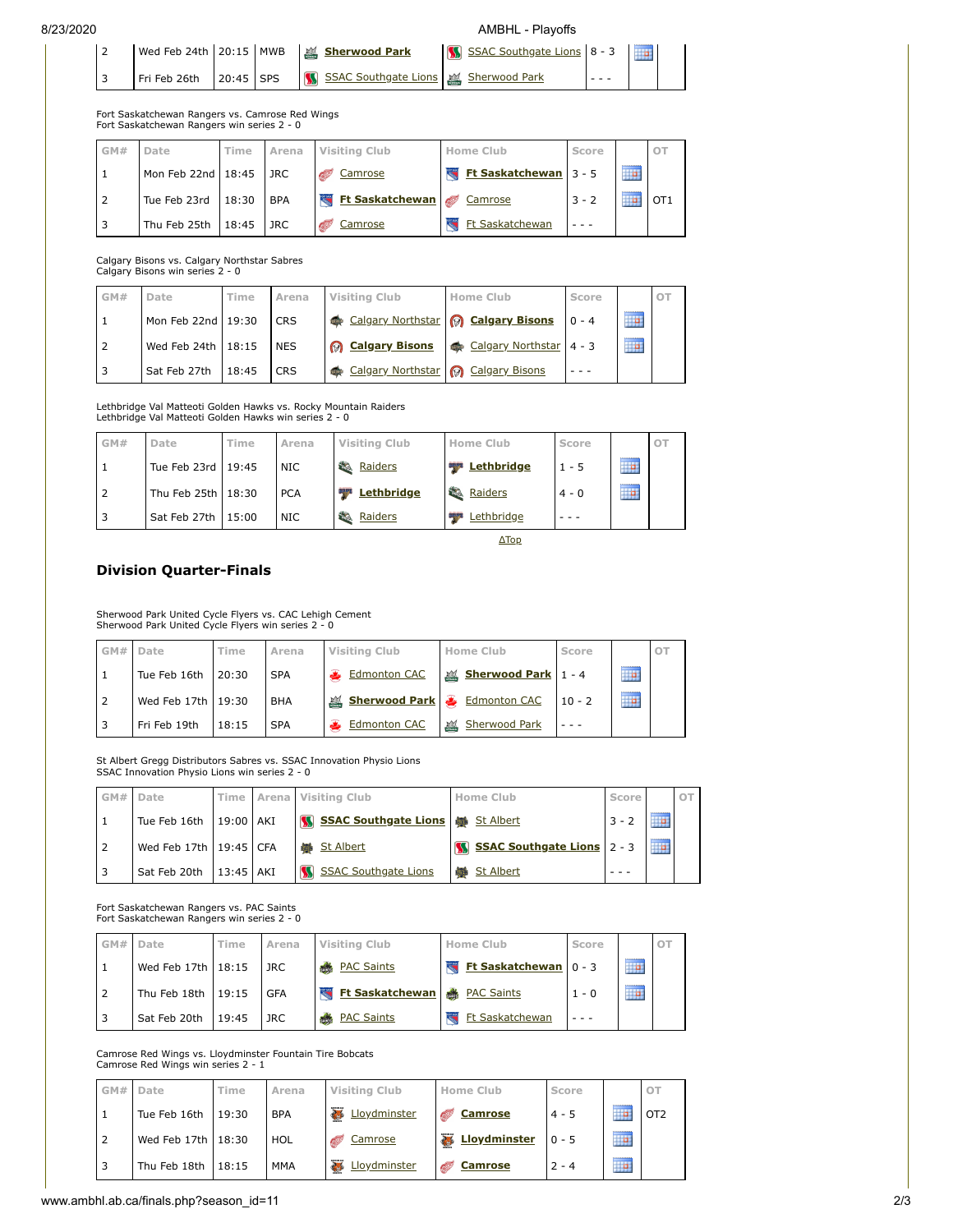| 2 | Wed Feb 24th | 20:15 | MWB | **Sherwood Park** | SSAC Southgate Lions | 8 - 3 | | |
|---|---|---|---|---|---|---|---|---|
| 3 | Fri Feb 26th | 20:45 | SPS | SSAC Southgate Lions | Sherwood Park | - - - | | |

Fort Saskatchewan Rangers vs. Camrose Red Wings
Fort Saskatchewan Rangers win series 2 - 0

| GM# | Date | Time | Arena | Visiting Club | Home Club | Score | | OT |
|---|---|---|---|---|---|---|---|---|
| 1 | Mon Feb 22nd | 18:45 | JRC | Camrose | **Ft Saskatchewan** | 3 - 5 | | |
| 2 | Tue Feb 23rd | 18:30 | BPA | **Ft Saskatchewan** | Camrose | 3 - 2 | | OT1 |
| 3 | Thu Feb 25th | 18:45 | JRC | Camrose | Ft Saskatchewan | - - - | | |

Calgary Bisons vs. Calgary Northstar Sabres
Calgary Bisons win series 2 - 0

| GM# | Date | Time | Arena | Visiting Club | Home Club | Score | | OT |
|---|---|---|---|---|---|---|---|---|
| 1 | Mon Feb 22nd | 19:30 | CRS | Calgary Northstar | **Calgary Bisons** | 0 - 4 | | |
| 2 | Wed Feb 24th | 18:15 | NES | **Calgary Bisons** | Calgary Northstar | 4 - 3 | | |
| 3 | Sat Feb 27th | 18:45 | CRS | Calgary Northstar | Calgary Bisons | - - - | | |

Lethbridge Val Matteoti Golden Hawks vs. Rocky Mountain Raiders
Lethbridge Val Matteoti Golden Hawks win series 2 - 0

| GM# | Date | Time | Arena | Visiting Club | Home Club | Score | | OT |
|---|---|---|---|---|---|---|---|---|
| 1 | Tue Feb 23rd | 19:45 | NIC | Raiders | **Lethbridge** | 1 - 5 | | |
| 2 | Thu Feb 25th | 18:30 | PCA | **Lethbridge** | Raiders | 4 - 0 | | |
| 3 | Sat Feb 27th | 15:00 | NIC | Raiders | Lethbridge | - - - | | |

ΔTop

## Division Quarter-Finals

Sherwood Park United Cycle Flyers vs. CAC Lehigh Cement
Sherwood Park United Cycle Flyers win series 2 - 0

| GM# | Date | Time | Arena | Visiting Club | Home Club | Score | | OT |
|---|---|---|---|---|---|---|---|---|
| 1 | Tue Feb 16th | 20:30 | SPA | Edmonton CAC | **Sherwood Park** | 1 - 4 | | |
| 2 | Wed Feb 17th | 19:30 | BHA | **Sherwood Park** | Edmonton CAC | 10 - 2 | | |
| 3 | Fri Feb 19th | 18:15 | SPA | Edmonton CAC | Sherwood Park | - - - | | |

St Albert Gregg Distributors Sabres vs. SSAC Innovation Physio Lions
SSAC Innovation Physio Lions win series 2 - 0

| GM# | Date | Time | Arena | Visiting Club | Home Club | Score | | OT |
|---|---|---|---|---|---|---|---|---|
| 1 | Tue Feb 16th | 19:00 | AKI | **SSAC Southgate Lions** | St Albert | 3 - 2 | | |
| 2 | Wed Feb 17th | 19:45 | CFA | St Albert | **SSAC Southgate Lions** | 2 - 3 | | |
| 3 | Sat Feb 20th | 13:45 | AKI | SSAC Southgate Lions | St Albert | - - - | | |

Fort Saskatchewan Rangers vs. PAC Saints
Fort Saskatchewan Rangers win series 2 - 0

| GM# | Date | Time | Arena | Visiting Club | Home Club | Score | | OT |
|---|---|---|---|---|---|---|---|---|
| 1 | Wed Feb 17th | 18:15 | JRC | PAC Saints | **Ft Saskatchewan** | 0 - 3 | | |
| 2 | Thu Feb 18th | 19:15 | GFA | **Ft Saskatchewan** | PAC Saints | 1 - 0 | | |
| 3 | Sat Feb 20th | 19:45 | JRC | PAC Saints | Ft Saskatchewan | - - - | | |

Camrose Red Wings vs. Lloydminster Fountain Tire Bobcats
Camrose Red Wings win series 2 - 1

| GM# | Date | Time | Arena | Visiting Club | Home Club | Score | | OT |
|---|---|---|---|---|---|---|---|---|
| 1 | Tue Feb 16th | 19:30 | BPA | Lloydminster | **Camrose** | 4 - 5 | | OT2 |
| 2 | Wed Feb 17th | 18:30 | HOL | Camrose | **Lloydminster** | 0 - 5 | | |
| 3 | Thu Feb 18th | 18:15 | MMA | Lloydminster | **Camrose** | 2 - 4 | | |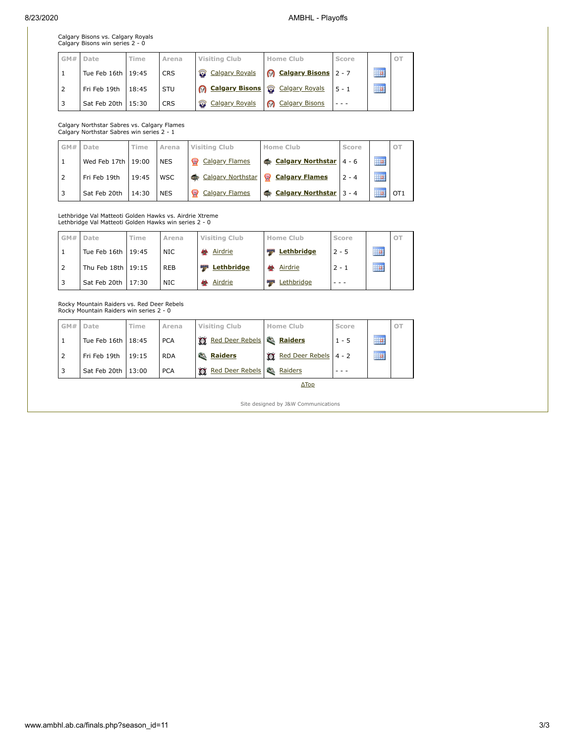Calgary Bisons vs. Calgary Royals
Calgary Bisons win series 2 - 0

| GM# | Date | Time | Arena | Visiting Club | Home Club | Score | | OT |
|---|---|---|---|---|---|---|---|---|
| 1 | Tue Feb 16th | 19:45 | CRS | Calgary Royals | **Calgary Bisons** | 2 - 7 | | |
| 2 | Fri Feb 19th | 18:45 | STU | **Calgary Bisons** | Calgary Royals | 5 - 1 | | |
| 3 | Sat Feb 20th | 15:30 | CRS | Calgary Royals | Calgary Bisons | - - - | | |

Calgary Northstar Sabres vs. Calgary Flames
Calgary Northstar Sabres win series 2 - 1

| GM# | Date | Time | Arena | Visiting Club | Home Club | Score | | OT |
|---|---|---|---|---|---|---|---|---|
| 1 | Wed Feb 17th | 19:00 | NES | Calgary Flames | **Calgary Northstar** | 4 - 6 | | |
| 2 | Fri Feb 19th | 19:45 | WSC | Calgary Northstar | **Calgary Flames** | 2 - 4 | | |
| 3 | Sat Feb 20th | 14:30 | NES | Calgary Flames | **Calgary Northstar** | 3 - 4 | | OT1 |

Lethbridge Val Matteoti Golden Hawks vs. Airdrie Xtreme
Lethbridge Val Matteoti Golden Hawks win series 2 - 0

| GM# | Date | Time | Arena | Visiting Club | Home Club | Score | | OT |
|---|---|---|---|---|---|---|---|---|
| 1 | Tue Feb 16th | 19:45 | NIC | Airdrie | **Lethbridge** | 2 - 5 | | |
| 2 | Thu Feb 18th | 19:15 | REB | **Lethbridge** | Airdrie | 2 - 1 | | |
| 3 | Sat Feb 20th | 17:30 | NIC | Airdrie | Lethbridge | - - - | | |

Rocky Mountain Raiders vs. Red Deer Rebels
Rocky Mountain Raiders win series 2 - 0

| GM# | Date | Time | Arena | Visiting Club | Home Club | Score | | OT |
|---|---|---|---|---|---|---|---|---|
| 1 | Tue Feb 16th | 18:45 | PCA | Red Deer Rebels | **Raiders** | 1 - 5 | | |
| 2 | Fri Feb 19th | 19:15 | RDA | **Raiders** | Red Deer Rebels | 4 - 2 | | |
| 3 | Sat Feb 20th | 13:00 | PCA | Red Deer Rebels | Raiders | - - - | | |

ΔTop

Site designed by J&W Communications